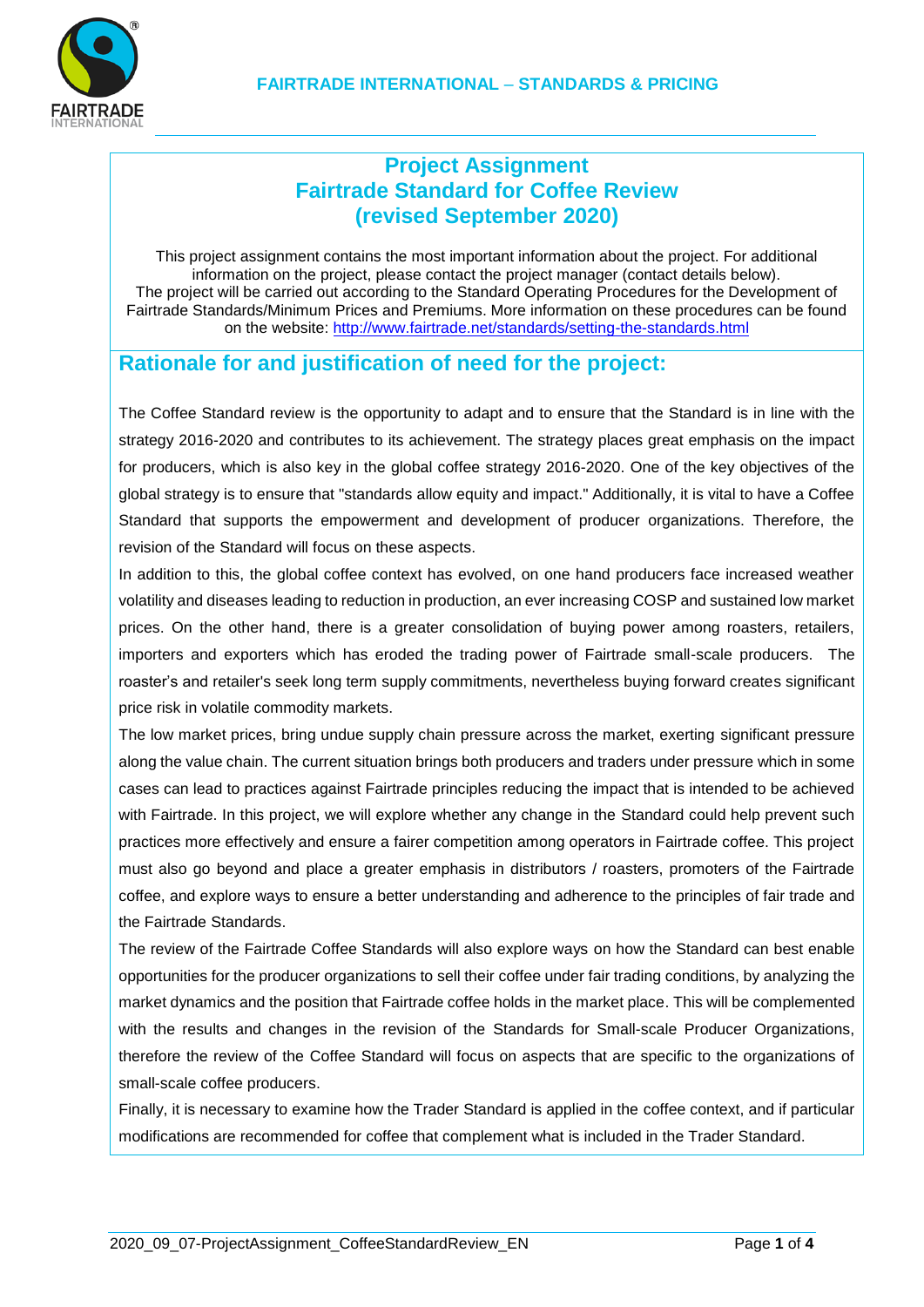# Project Assignment
# Fairtrade Standard for Coffee Review
# (revised September 2020)

This project assignment contains the most important information about the project. For additional information on the project, please contact the project manager (contact details below).
The project will be carried out according to the Standard Operating Procedures for the Development of Fairtrade Standards/Minimum Prices and Premiums. More information on these procedures can be found on the website: http://www.fairtrade.net/standards/setting-the-standards.html

## Rationale for and justification of need for the project:

The Coffee Standard review is the opportunity to adapt and to ensure that the Standard is in line with the strategy 2016-2020 and contributes to its achievement. The strategy places great emphasis on the impact for producers, which is also key in the global coffee strategy 2016-2020. One of the key objectives of the global strategy is to ensure that "standards allow equity and impact." Additionally, it is vital to have a Coffee Standard that supports the empowerment and development of producer organizations. Therefore, the revision of the Standard will focus on these aspects.

In addition to this, the global coffee context has evolved, on one hand producers face increased weather volatility and diseases leading to reduction in production, an ever increasing COSP and sustained low market prices. On the other hand, there is a greater consolidation of buying power among roasters, retailers, importers and exporters which has eroded the trading power of Fairtrade small-scale producers. The roaster's and retailer's seek long term supply commitments, nevertheless buying forward creates significant price risk in volatile commodity markets.

The low market prices, bring undue supply chain pressure across the market, exerting significant pressure along the value chain. The current situation brings both producers and traders under pressure which in some cases can lead to practices against Fairtrade principles reducing the impact that is intended to be achieved with Fairtrade. In this project, we will explore whether any change in the Standard could help prevent such practices more effectively and ensure a fairer competition among operators in Fairtrade coffee. This project must also go beyond and place a greater emphasis in distributors / roasters, promoters of the Fairtrade coffee, and explore ways to ensure a better understanding and adherence to the principles of fair trade and the Fairtrade Standards.

The review of the Fairtrade Coffee Standards will also explore ways on how the Standard can best enable opportunities for the producer organizations to sell their coffee under fair trading conditions, by analyzing the market dynamics and the position that Fairtrade coffee holds in the market place. This will be complemented with the results and changes in the revision of the Standards for Small-scale Producer Organizations, therefore the review of the Coffee Standard will focus on aspects that are specific to the organizations of small-scale coffee producers.

Finally, it is necessary to examine how the Trader Standard is applied in the coffee context, and if particular modifications are recommended for coffee that complement what is included in the Trader Standard.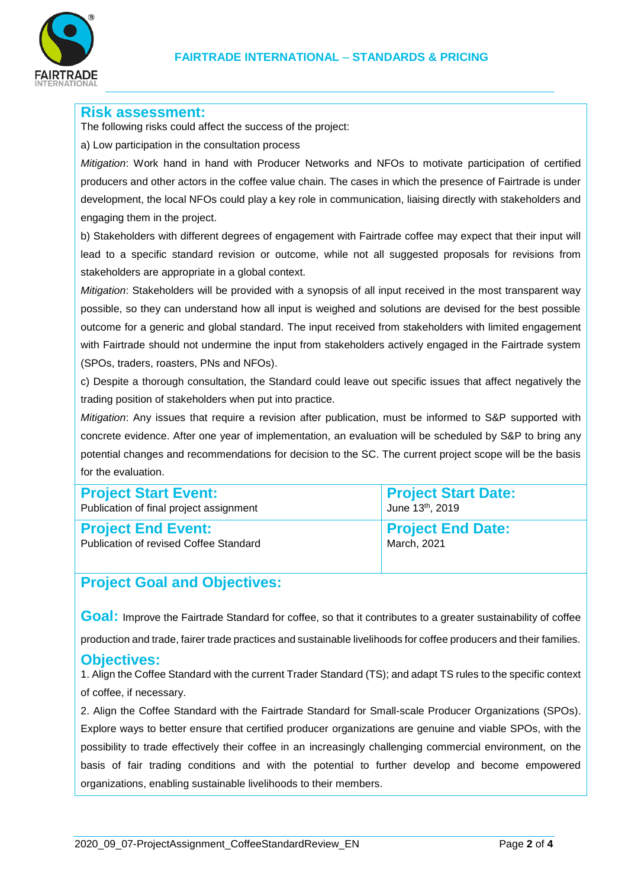## Risk assessment:

The following risks could affect the success of the project:

a) Low participation in the consultation process

*Mitigation*: Work hand in hand with Producer Networks and NFOs to motivate participation of certified producers and other actors in the coffee value chain. The cases in which the presence of Fairtrade is under development, the local NFOs could play a key role in communication, liaising directly with stakeholders and engaging them in the project.

b) Stakeholders with different degrees of engagement with Fairtrade coffee may expect that their input will lead to a specific standard revision or outcome, while not all suggested proposals for revisions from stakeholders are appropriate in a global context.

*Mitigation*: Stakeholders will be provided with a synopsis of all input received in the most transparent way possible, so they can understand how all input is weighed and solutions are devised for the best possible outcome for a generic and global standard. The input received from stakeholders with limited engagement with Fairtrade should not undermine the input from stakeholders actively engaged in the Fairtrade system (SPOs, traders, roasters, PNs and NFOs).

c) Despite a thorough consultation, the Standard could leave out specific issues that affect negatively the trading position of stakeholders when put into practice.

*Mitigation*: Any issues that require a revision after publication, must be informed to S&P supported with concrete evidence. After one year of implementation, an evaluation will be scheduled by S&P to bring any potential changes and recommendations for decision to the SC. The current project scope will be the basis for the evaluation.

| **Project Start Event:** Publication of final project assignment | **Project Start Date:** June 13th, 2019 |
|---|---|
| **Project End Event:** Publication of revised Coffee Standard | **Project End Date:** March, 2021 |

## Project Goal and Objectives:

**Goal:** Improve the Fairtrade Standard for coffee, so that it contributes to a greater sustainability of coffee production and trade, fairer trade practices and sustainable livelihoods for coffee producers and their families.

### Objectives:

1. Align the Coffee Standard with the current Trader Standard (TS); and adapt TS rules to the specific context of coffee, if necessary.

2. Align the Coffee Standard with the Fairtrade Standard for Small-scale Producer Organizations (SPOs). Explore ways to better ensure that certified producer organizations are genuine and viable SPOs, with the possibility to trade effectively their coffee in an increasingly challenging commercial environment, on the basis of fair trading conditions and with the potential to further develop and become empowered organizations, enabling sustainable livelihoods to their members.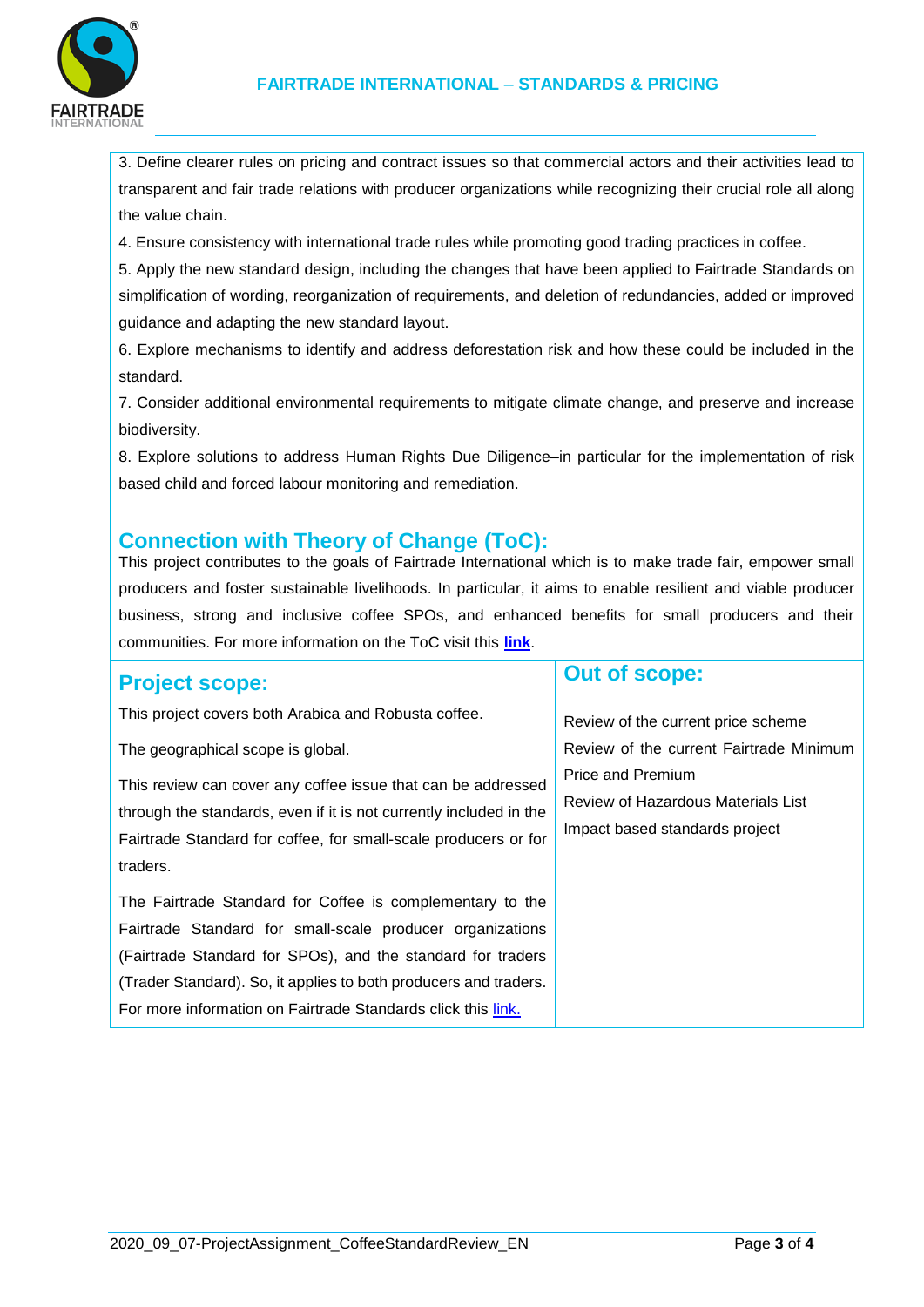3. Define clearer rules on pricing and contract issues so that commercial actors and their activities lead to transparent and fair trade relations with producer organizations while recognizing their crucial role all along the value chain.

4. Ensure consistency with international trade rules while promoting good trading practices in coffee.

5. Apply the new standard design, including the changes that have been applied to Fairtrade Standards on simplification of wording, reorganization of requirements, and deletion of redundancies, added or improved guidance and adapting the new standard layout.

6. Explore mechanisms to identify and address deforestation risk and how these could be included in the standard.

7. Consider additional environmental requirements to mitigate climate change, and preserve and increase biodiversity.

8. Explore solutions to address Human Rights Due Diligence–in particular for the implementation of risk based child and forced labour monitoring and remediation.

## Connection with Theory of Change (ToC):

This project contributes to the goals of Fairtrade International which is to make trade fair, empower small producers and foster sustainable livelihoods. In particular, it aims to enable resilient and viable producer business, strong and inclusive coffee SPOs, and enhanced benefits for small producers and their communities. For more information on the ToC visit this **link**.

## Project scope:

This project covers both Arabica and Robusta coffee.

The geographical scope is global.

This review can cover any coffee issue that can be addressed through the standards, even if it is not currently included in the Fairtrade Standard for coffee, for small-scale producers or for traders.

The Fairtrade Standard for Coffee is complementary to the Fairtrade Standard for small-scale producer organizations (Fairtrade Standard for SPOs), and the standard for traders (Trader Standard). So, it applies to both producers and traders. For more information on Fairtrade Standards click this link.

## Out of scope:

Review of the current price scheme

Review of the current Fairtrade Minimum Price and Premium

Review of Hazardous Materials List

Impact based standards project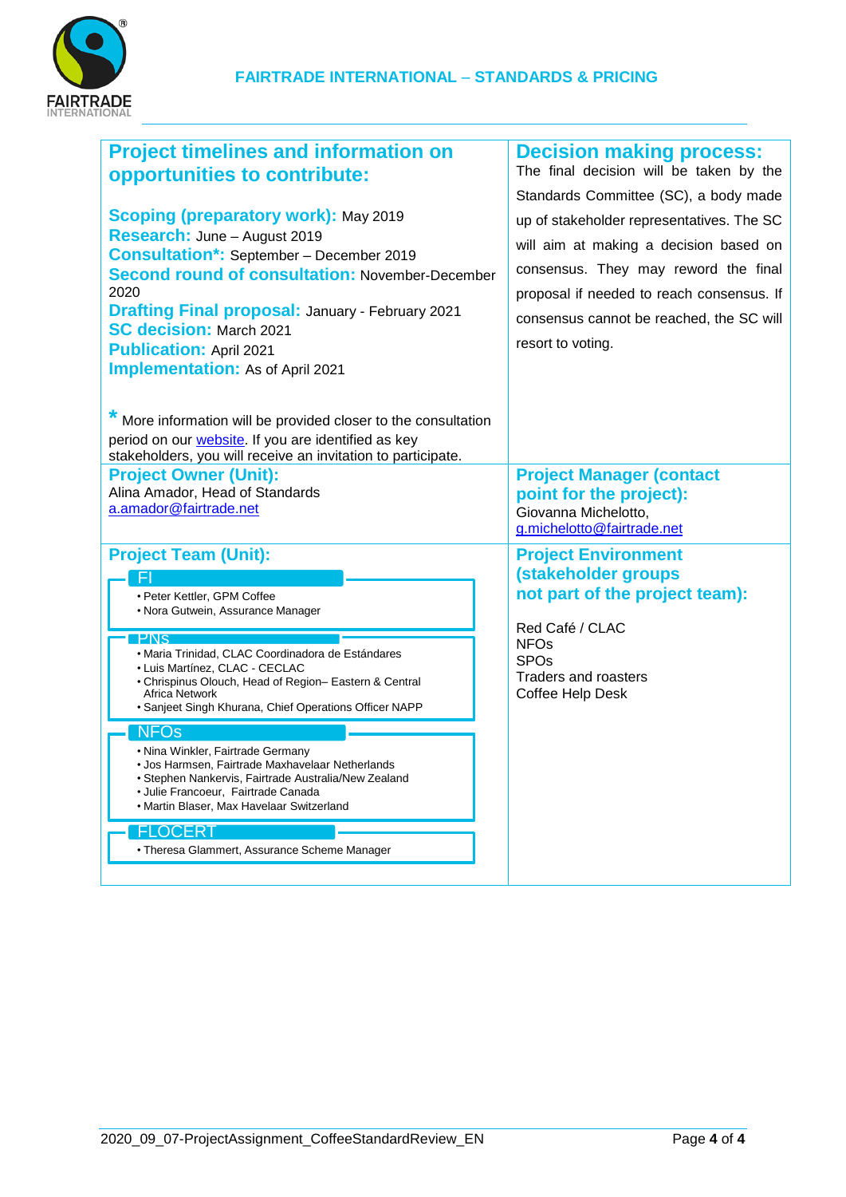## Project timelines and information on opportunities to contribute:

**Scoping (preparatory work):** May 2019
**Research:** June – August 2019
**Consultation*:** September – December 2019
**Second round of consultation:** November-December 2020
**Drafting Final proposal:** January - February 2021
**SC decision:** March 2021
**Publication:** April 2021
**Implementation:** As of April 2021

\* More information will be provided closer to the consultation period on our [website](). If you are identified as key stakeholders, you will receive an invitation to participate.

## Decision making process:

The final decision will be taken by the Standards Committee (SC), a body made up of stakeholder representatives. The SC will aim at making a decision based on consensus. They may reword the final proposal if needed to reach consensus. If consensus cannot be reached, the SC will resort to voting.

## Project Owner (Unit):

Alina Amador, Head of Standards
a.amador@fairtrade.net

## Project Manager (contact point for the project):

Giovanna Michelotto,
g.michelotto@fairtrade.net

## Project Team (Unit):

**FI**

- Peter Kettler, GPM Coffee
- Nora Gutwein, Assurance Manager

**PNs**

- Maria Trinidad, CLAC Coordinadora de Estándares
- Luis Martínez, CLAC - CECLAC
- Chrispinus Olouch, Head of Region– Eastern & Central Africa Network
- Sanjeet Singh Khurana, Chief Operations Officer NAPP

**NFOs**

- Nina Winkler, Fairtrade Germany
- Jos Harmsen, Fairtrade Maxhavelaar Netherlands
- Stephen Nankervis, Fairtrade Australia/New Zealand
- Julie Francoeur, Fairtrade Canada
- Martin Blaser, Max Havelaar Switzerland

**FLOCERT**

- Theresa Glammert, Assurance Scheme Manager

## Project Environment (stakeholder groups not part of the project team):

Red Café / CLAC
NFOs
SPOs
Traders and roasters
Coffee Help Desk